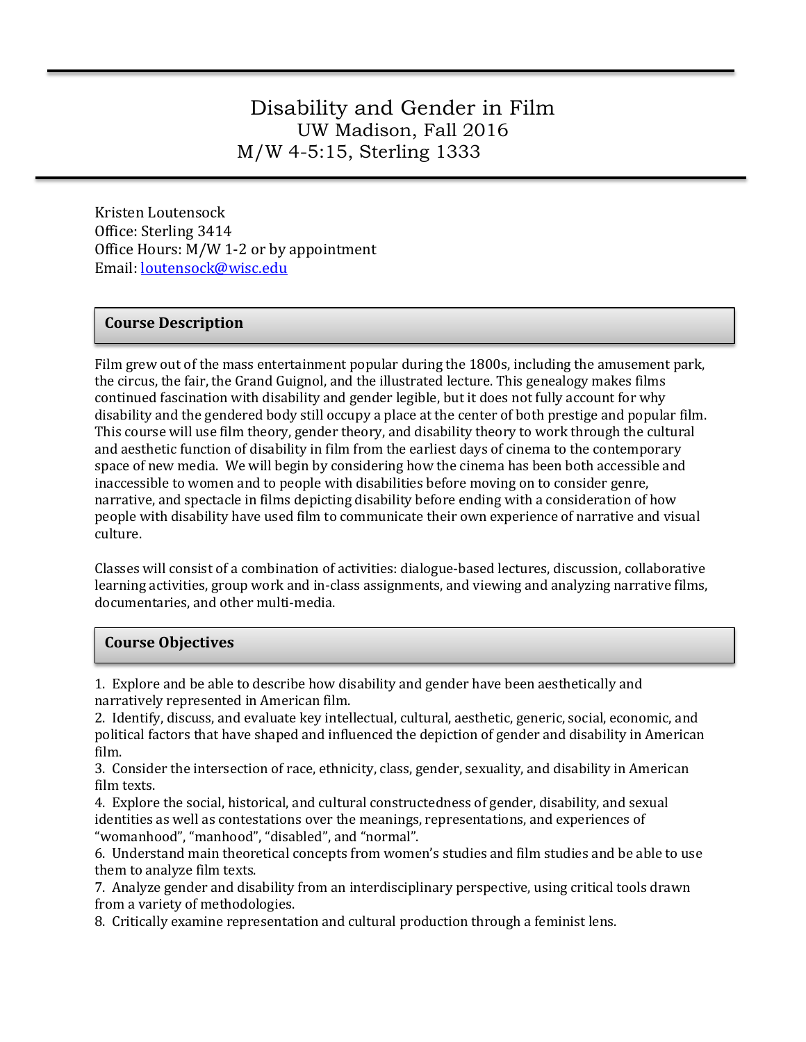# Disability and Gender in Film

UW Madison, Fall 2016

M/W 4-5:15, Sterling 1333

Kristen Loutensock
Office: Sterling 3414
Office Hours: M/W 1-2 or by appointment
Email: [loutensock@wisc.edu](mailto:loutensock@wisc.edu)

## Course Description

Film grew out of the mass entertainment popular during the 1800s, including the amusement park, the circus, the fair, the Grand Guignol, and the illustrated lecture. This genealogy makes films continued fascination with disability and gender legible, but it does not fully account for why disability and the gendered body still occupy a place at the center of both prestige and popular film. This course will use film theory, gender theory, and disability theory to work through the cultural and aesthetic function of disability in film from the earliest days of cinema to the contemporary space of new media. We will begin by considering how the cinema has been both accessible and inaccessible to women and to people with disabilities before moving on to consider genre, narrative, and spectacle in films depicting disability before ending with a consideration of how people with disability have used film to communicate their own experience of narrative and visual culture.

Classes will consist of a combination of activities: dialogue-based lectures, discussion, collaborative learning activities, group work and in-class assignments, and viewing and analyzing narrative films, documentaries, and other multi-media.

## Course Objectives

1. Explore and be able to describe how disability and gender have been aesthetically and narratively represented in American film.
2. Identify, discuss, and evaluate key intellectual, cultural, aesthetic, generic, social, economic, and political factors that have shaped and influenced the depiction of gender and disability in American film.
3. Consider the intersection of race, ethnicity, class, gender, sexuality, and disability in American film texts.
4. Explore the social, historical, and cultural constructedness of gender, disability, and sexual identities as well as contestations over the meanings, representations, and experiences of "womanhood", "manhood", "disabled", and "normal".
6. Understand main theoretical concepts from women's studies and film studies and be able to use them to analyze film texts.
7. Analyze gender and disability from an interdisciplinary perspective, using critical tools drawn from a variety of methodologies.
8. Critically examine representation and cultural production through a feminist lens.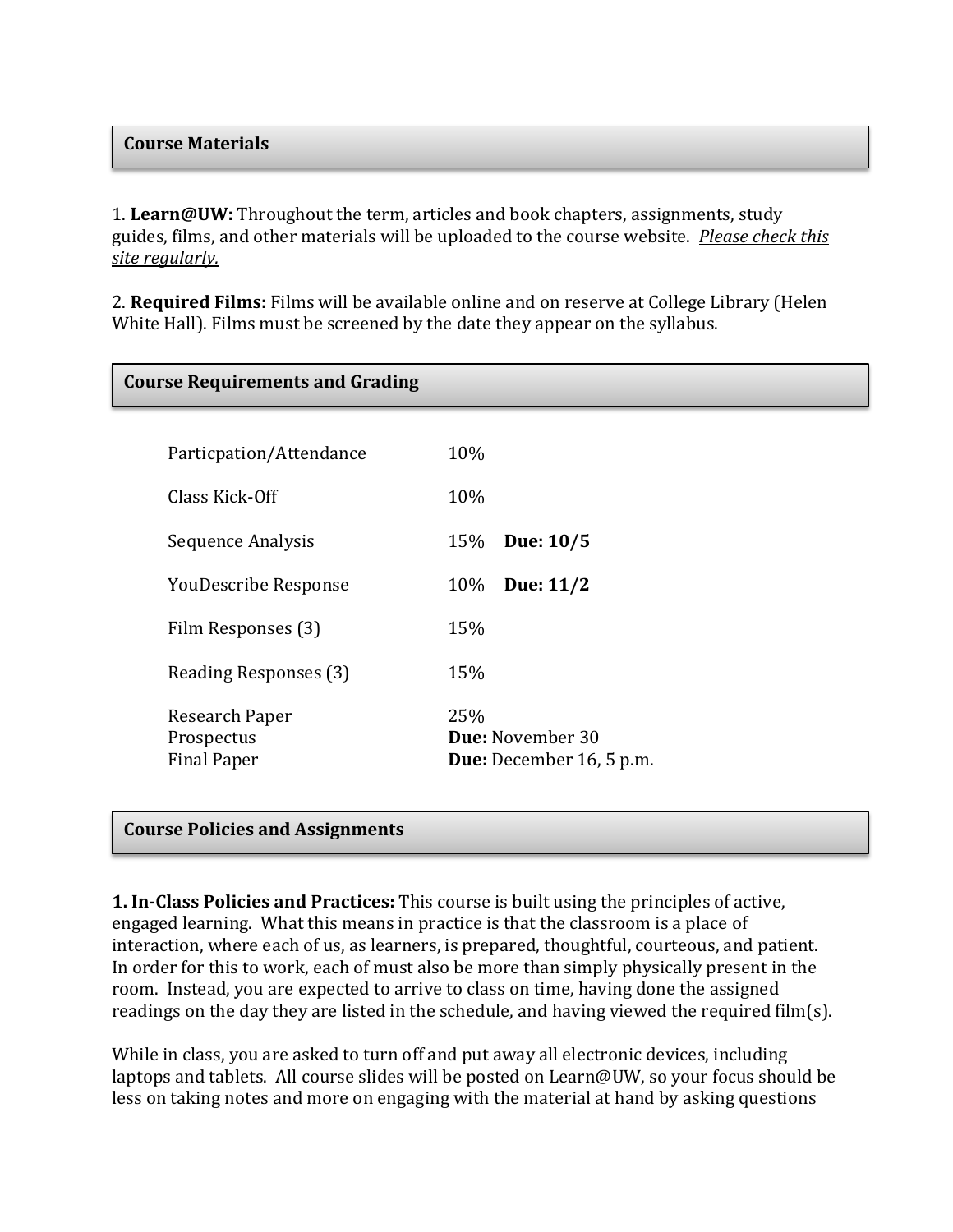## Course Materials

1. **Learn@UW:** Throughout the term, articles and book chapters, assignments, study guides, films, and other materials will be uploaded to the course website. *Please check this site regularly.*

2. **Required Films:** Films will be available online and on reserve at College Library (Helen White Hall). Films must be screened by the date they appear on the syllabus.

## Course Requirements and Grading

| | | |
|---|---|---|
| Particpation/Attendance | 10% | |
| Class Kick-Off | 10% | |
| Sequence Analysis | 15% | **Due: 10/5** |
| YouDescribe Response | 10% | **Due: 11/2** |
| Film Responses (3) | 15% | |
| Reading Responses (3) | 15% | |
| Research Paper | 25% | |
| Prospectus | **Due:** November 30 | |
| Final Paper | **Due:** December 16, 5 p.m. | |

## Course Policies and Assignments

**1. In-Class Policies and Practices:** This course is built using the principles of active, engaged learning. What this means in practice is that the classroom is a place of interaction, where each of us, as learners, is prepared, thoughtful, courteous, and patient. In order for this to work, each of must also be more than simply physically present in the room. Instead, you are expected to arrive to class on time, having done the assigned readings on the day they are listed in the schedule, and having viewed the required film(s).

While in class, you are asked to turn off and put away all electronic devices, including laptops and tablets. All course slides will be posted on Learn@UW, so your focus should be less on taking notes and more on engaging with the material at hand by asking questions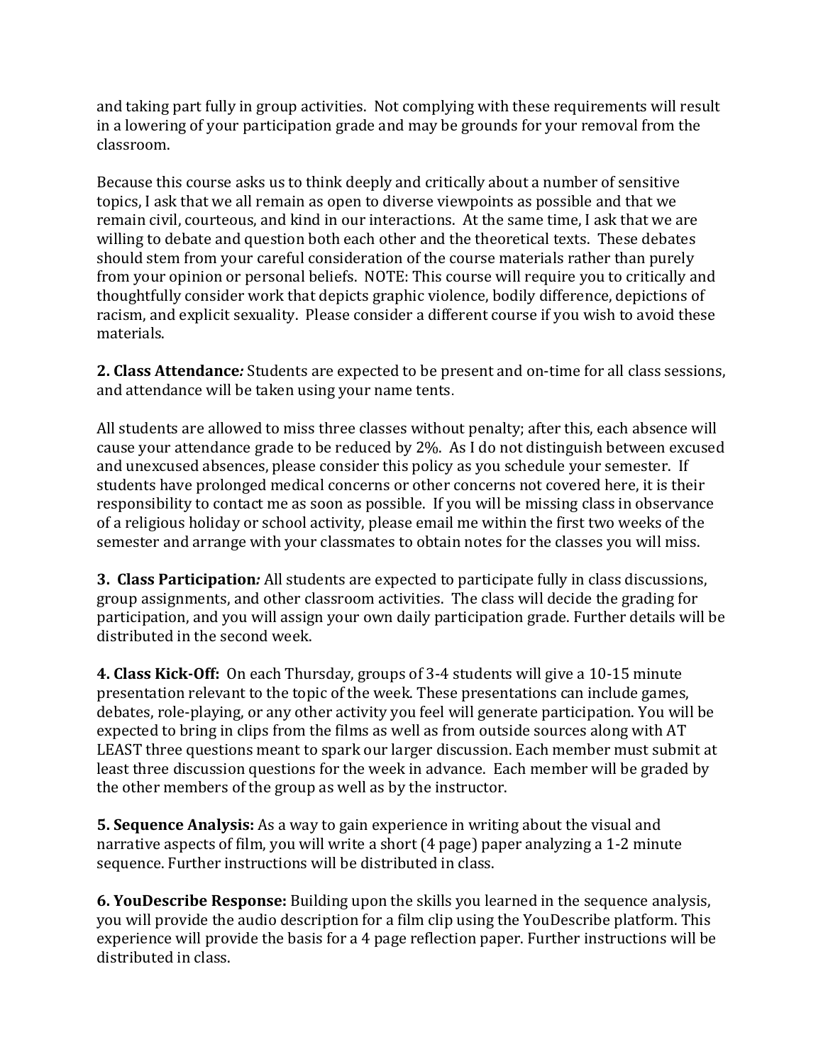and taking part fully in group activities. Not complying with these requirements will result in a lowering of your participation grade and may be grounds for your removal from the classroom.

Because this course asks us to think deeply and critically about a number of sensitive topics, I ask that we all remain as open to diverse viewpoints as possible and that we remain civil, courteous, and kind in our interactions. At the same time, I ask that we are willing to debate and question both each other and the theoretical texts. These debates should stem from your careful consideration of the course materials rather than purely from your opinion or personal beliefs. NOTE: This course will require you to critically and thoughtfully consider work that depicts graphic violence, bodily difference, depictions of racism, and explicit sexuality. Please consider a different course if you wish to avoid these materials.

**2. Class Attendance*:*** Students are expected to be present and on-time for all class sessions, and attendance will be taken using your name tents.

All students are allowed to miss three classes without penalty; after this, each absence will cause your attendance grade to be reduced by 2%. As I do not distinguish between excused and unexcused absences, please consider this policy as you schedule your semester. If students have prolonged medical concerns or other concerns not covered here, it is their responsibility to contact me as soon as possible. If you will be missing class in observance of a religious holiday or school activity, please email me within the first two weeks of the semester and arrange with your classmates to obtain notes for the classes you will miss.

**3. Class Participation*:*** All students are expected to participate fully in class discussions, group assignments, and other classroom activities. The class will decide the grading for participation, and you will assign your own daily participation grade. Further details will be distributed in the second week.

**4. Class Kick-Off:** On each Thursday, groups of 3-4 students will give a 10-15 minute presentation relevant to the topic of the week. These presentations can include games, debates, role-playing, or any other activity you feel will generate participation. You will be expected to bring in clips from the films as well as from outside sources along with AT LEAST three questions meant to spark our larger discussion. Each member must submit at least three discussion questions for the week in advance. Each member will be graded by the other members of the group as well as by the instructor.

**5. Sequence Analysis:** As a way to gain experience in writing about the visual and narrative aspects of film, you will write a short (4 page) paper analyzing a 1-2 minute sequence. Further instructions will be distributed in class.

**6. YouDescribe Response:** Building upon the skills you learned in the sequence analysis, you will provide the audio description for a film clip using the YouDescribe platform. This experience will provide the basis for a 4 page reflection paper. Further instructions will be distributed in class.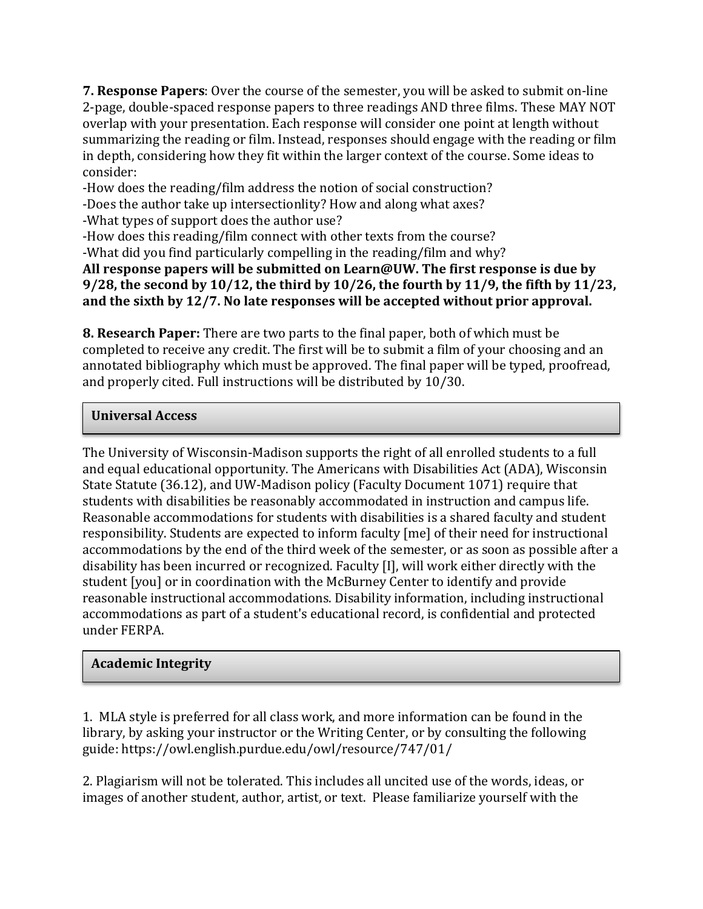**7. Response Papers**: Over the course of the semester, you will be asked to submit on-line 2-page, double-spaced response papers to three readings AND three films. These MAY NOT overlap with your presentation. Each response will consider one point at length without summarizing the reading or film. Instead, responses should engage with the reading or film in depth, considering how they fit within the larger context of the course. Some ideas to consider:

-How does the reading/film address the notion of social construction?
-Does the author take up intersectionlity? How and along what axes?
-What types of support does the author use?
-How does this reading/film connect with other texts from the course?
-What did you find particularly compelling in the reading/film and why?

**All response papers will be submitted on Learn@UW. The first response is due by 9/28, the second by 10/12, the third by 10/26, the fourth by 11/9, the fifth by 11/23, and the sixth by 12/7. No late responses will be accepted without prior approval.**

**8. Research Paper:** There are two parts to the final paper, both of which must be completed to receive any credit. The first will be to submit a film of your choosing and an annotated bibliography which must be approved. The final paper will be typed, proofread, and properly cited. Full instructions will be distributed by 10/30.

## Universal Access

The University of Wisconsin-Madison supports the right of all enrolled students to a full and equal educational opportunity. The Americans with Disabilities Act (ADA), Wisconsin State Statute (36.12), and UW-Madison policy (Faculty Document 1071) require that students with disabilities be reasonably accommodated in instruction and campus life. Reasonable accommodations for students with disabilities is a shared faculty and student responsibility. Students are expected to inform faculty [me] of their need for instructional accommodations by the end of the third week of the semester, or as soon as possible after a disability has been incurred or recognized. Faculty [I], will work either directly with the student [you] or in coordination with the McBurney Center to identify and provide reasonable instructional accommodations. Disability information, including instructional accommodations as part of a student's educational record, is confidential and protected under FERPA.

## Academic Integrity

1. MLA style is preferred for all class work, and more information can be found in the library, by asking your instructor or the Writing Center, or by consulting the following guide: https://owl.english.purdue.edu/owl/resource/747/01/

2. Plagiarism will not be tolerated. This includes all uncited use of the words, ideas, or images of another student, author, artist, or text. Please familiarize yourself with the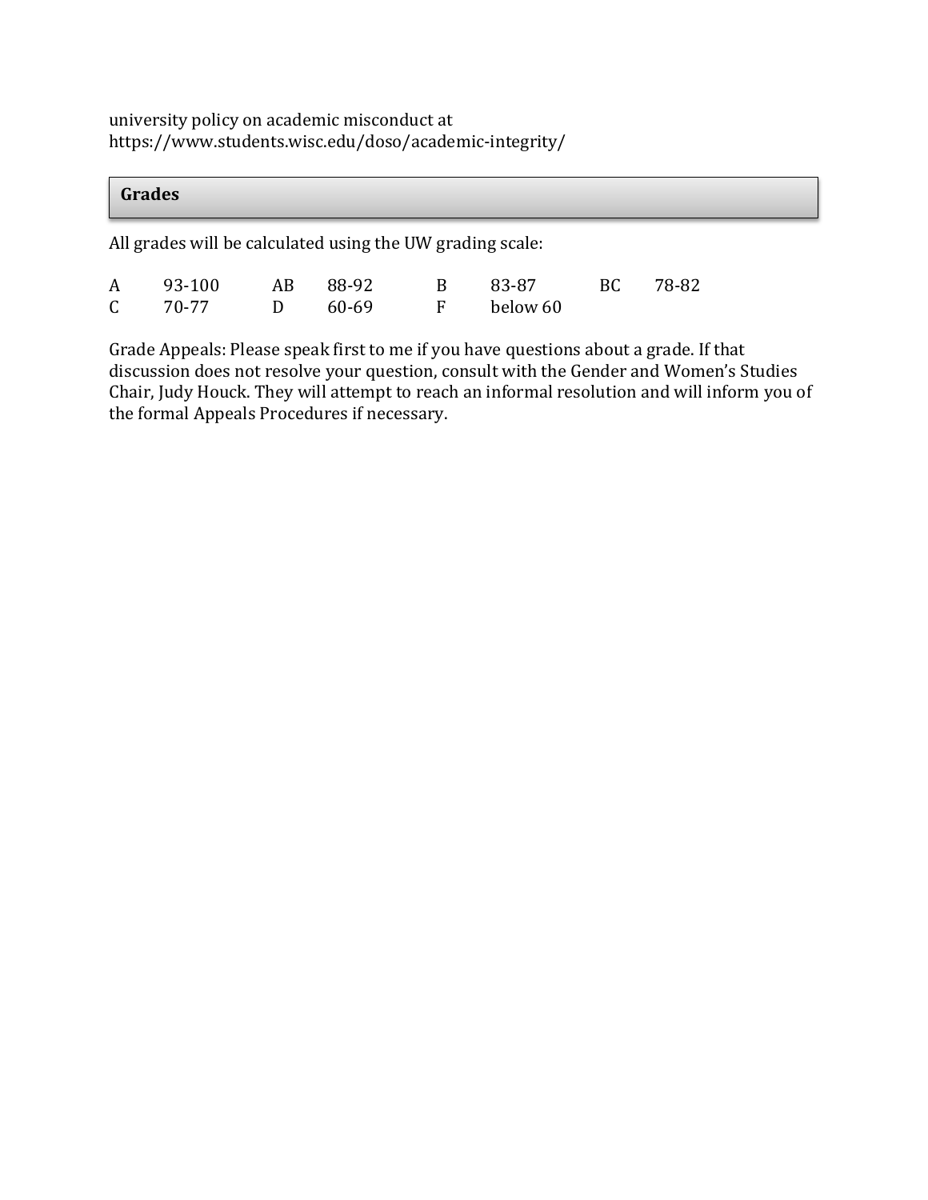university policy on academic misconduct at
https://www.students.wisc.edu/doso/academic-integrity/

## Grades

All grades will be calculated using the UW grading scale:

| | | | | | | | |
|---|---|---|---|---|---|---|---|
| A | 93-100 | AB | 88-92 | B | 83-87 | BC | 78-82 |
| C | 70-77 | D | 60-69 | F | below 60 | | |

Grade Appeals: Please speak first to me if you have questions about a grade. If that discussion does not resolve your question, consult with the Gender and Women's Studies Chair, Judy Houck. They will attempt to reach an informal resolution and will inform you of the formal Appeals Procedures if necessary.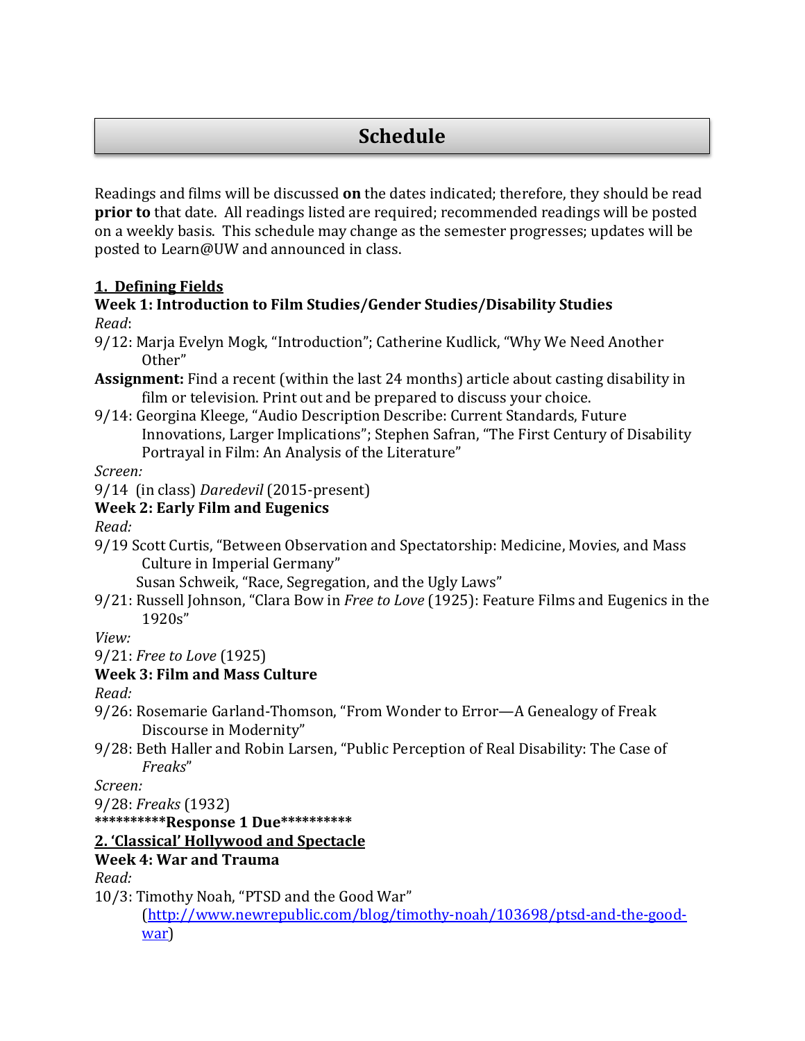# Schedule

Readings and films will be discussed **on** the dates indicated; therefore, they should be read **prior to** that date. All readings listed are required; recommended readings will be posted on a weekly basis. This schedule may change as the semester progresses; updates will be posted to Learn@UW and announced in class.

## 1. Defining Fields

**Week 1: Introduction to Film Studies/Gender Studies/Disability Studies**

*Read*:

9/12: Marja Evelyn Mogk, "Introduction"; Catherine Kudlick, "Why We Need Another Other"

**Assignment:** Find a recent (within the last 24 months) article about casting disability in film or television. Print out and be prepared to discuss your choice.

9/14: Georgina Kleege, "Audio Description Describe: Current Standards, Future Innovations, Larger Implications"; Stephen Safran, "The First Century of Disability Portrayal in Film: An Analysis of the Literature"

*Screen:*

9/14 (in class) *Daredevil* (2015-present)

**Week 2: Early Film and Eugenics**

*Read:*

9/19 Scott Curtis, "Between Observation and Spectatorship: Medicine, Movies, and Mass Culture in Imperial Germany"
Susan Schweik, "Race, Segregation, and the Ugly Laws"

9/21: Russell Johnson, "Clara Bow in *Free to Love* (1925): Feature Films and Eugenics in the 1920s"

*View:*

9/21: *Free to Love* (1925)

**Week 3: Film and Mass Culture**

*Read:*

9/26: Rosemarie Garland-Thomson, "From Wonder to Error—A Genealogy of Freak Discourse in Modernity"

9/28: Beth Haller and Robin Larsen, "Public Perception of Real Disability: The Case of *Freaks*"

*Screen:*

9/28: *Freaks* (1932)

**\*\*\*\*\*\*\*\*\*\*Response 1 Due\*\*\*\*\*\*\*\*\*\***

## 2. 'Classical' Hollywood and Spectacle

**Week 4: War and Trauma**

*Read:*

10/3: Timothy Noah, "PTSD and the Good War" ([http://www.newrepublic.com/blog/timothy-noah/103698/ptsd-and-the-good-war](http://www.newrepublic.com/blog/timothy-noah/103698/ptsd-and-the-good-war))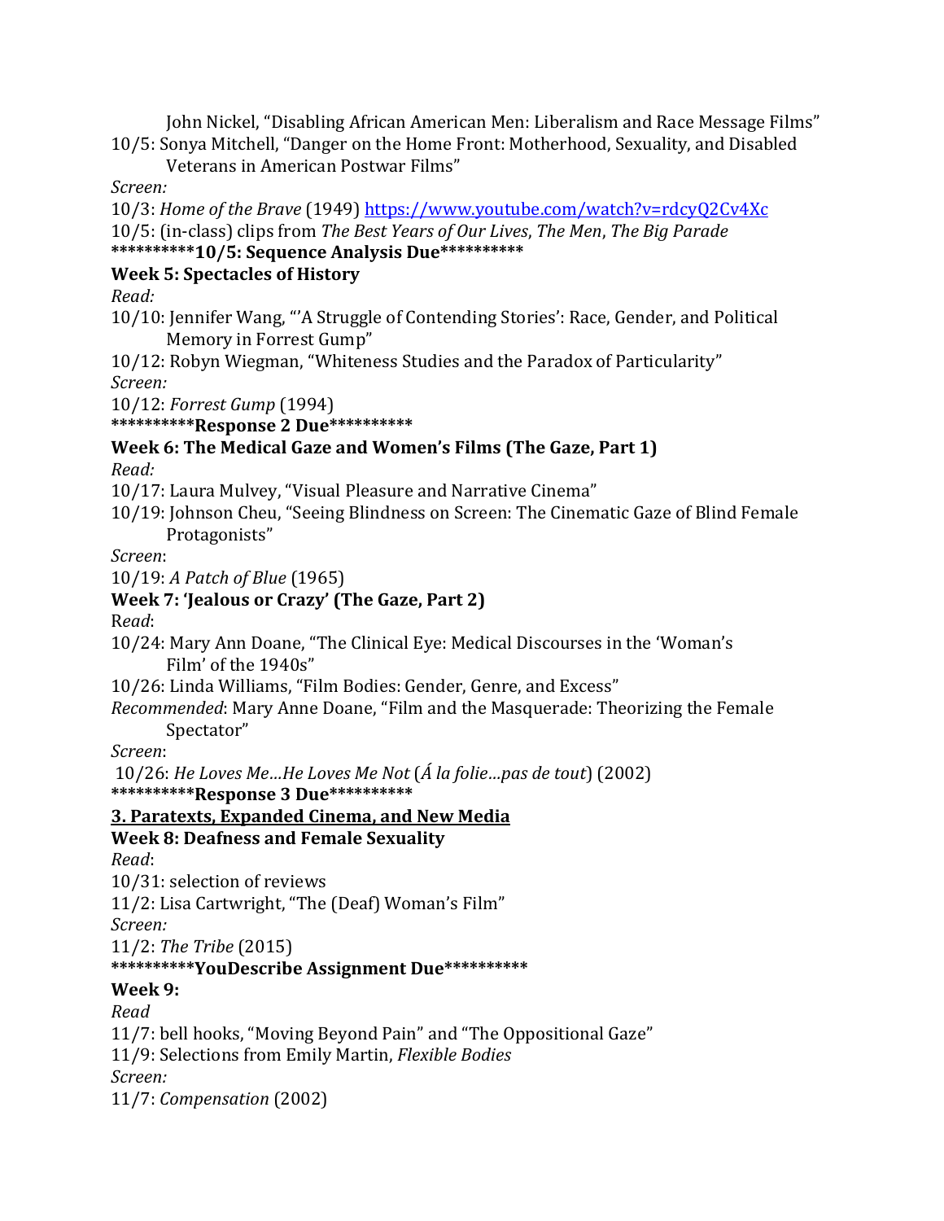John Nickel, "Disabling African American Men: Liberalism and Race Message Films"

10/5: Sonya Mitchell, "Danger on the Home Front: Motherhood, Sexuality, and Disabled Veterans in American Postwar Films"

*Screen:*

10/3: *Home of the Brave* (1949) https://www.youtube.com/watch?v=rdcyQ2Cv4Xc

10/5: (in-class) clips from *The Best Years of Our Lives*, *The Men*, *The Big Parade*

**\*\*\*\*\*\*\*\*\*\*10/5: Sequence Analysis Due\*\*\*\*\*\*\*\*\*\***

**Week 5: Spectacles of History**

*Read:*

10/10: Jennifer Wang, "'A Struggle of Contending Stories': Race, Gender, and Political Memory in Forrest Gump"

10/12: Robyn Wiegman, "Whiteness Studies and the Paradox of Particularity"

*Screen:*

10/12: *Forrest Gump* (1994)

**\*\*\*\*\*\*\*\*\*\*Response 2 Due\*\*\*\*\*\*\*\*\*\***

**Week 6: The Medical Gaze and Women's Films (The Gaze, Part 1)**

*Read:*

10/17: Laura Mulvey, "Visual Pleasure and Narrative Cinema"

10/19: Johnson Cheu, "Seeing Blindness on Screen: The Cinematic Gaze of Blind Female Protagonists"

*Screen*:

10/19: *A Patch of Blue* (1965)

**Week 7: 'Jealous or Crazy' (The Gaze, Part 2)**

*Read*:

10/24: Mary Ann Doane, "The Clinical Eye: Medical Discourses in the 'Woman's Film' of the 1940s"

10/26: Linda Williams, "Film Bodies: Gender, Genre, and Excess"

*Recommended*: Mary Anne Doane, "Film and the Masquerade: Theorizing the Female Spectator"

*Screen*:

10/26: *He Loves Me…He Loves Me Not* (*Á la folie…pas de tout*) (2002)

**\*\*\*\*\*\*\*\*\*\*Response 3 Due\*\*\*\*\*\*\*\*\*\***

**<u>3. Paratexts, Expanded Cinema, and New Media</u>**

**Week 8: Deafness and Female Sexuality**

*Read*:

10/31: selection of reviews

11/2: Lisa Cartwright, "The (Deaf) Woman's Film"

*Screen:*

11/2: *The Tribe* (2015)

**\*\*\*\*\*\*\*\*\*\*YouDescribe Assignment Due\*\*\*\*\*\*\*\*\*\***

**Week 9:**

*Read*

11/7: bell hooks, "Moving Beyond Pain" and "The Oppositional Gaze"

11/9: Selections from Emily Martin, *Flexible Bodies*

*Screen:*

11/7: *Compensation* (2002)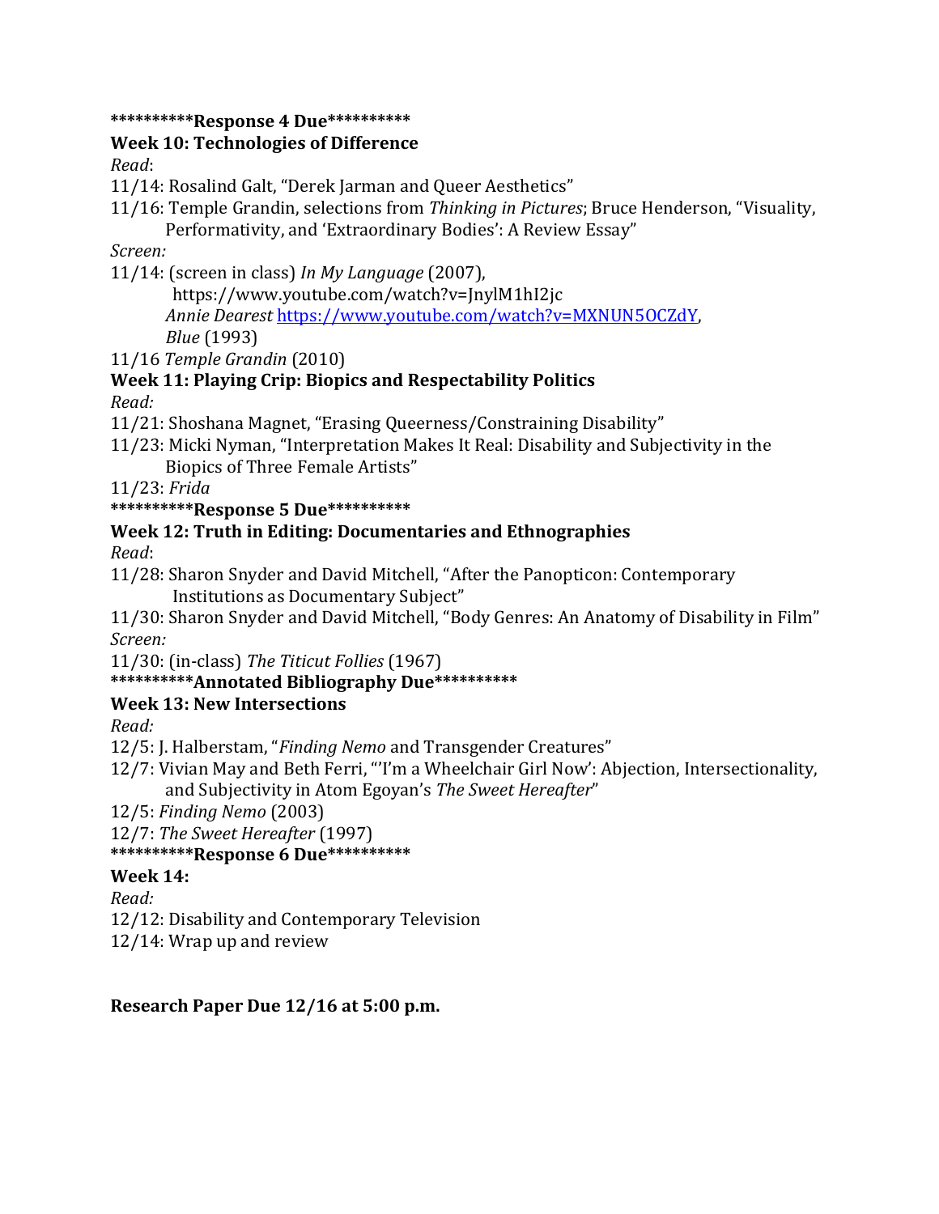**\*\*\*\*\*\*\*\*\*\*Response 4 Due\*\*\*\*\*\*\*\*\*\***

**Week 10: Technologies of Difference**

*Read*:

11/14: Rosalind Galt, "Derek Jarman and Queer Aesthetics"

11/16: Temple Grandin, selections from *Thinking in Pictures*; Bruce Henderson, "Visuality, Performativity, and 'Extraordinary Bodies': A Review Essay"

*Screen:*

11/14: (screen in class) *In My Language* (2007), https://www.youtube.com/watch?v=JnylM1hI2jc
*Annie Dearest* https://www.youtube.com/watch?v=MXNUN5OCZdY,
*Blue* (1993)

11/16 *Temple Grandin* (2010)

**Week 11: Playing Crip: Biopics and Respectability Politics**

*Read:*

11/21: Shoshana Magnet, "Erasing Queerness/Constraining Disability"

11/23: Micki Nyman, "Interpretation Makes It Real: Disability and Subjectivity in the Biopics of Three Female Artists"

11/23: *Frida*

**\*\*\*\*\*\*\*\*\*\*Response 5 Due\*\*\*\*\*\*\*\*\*\***

**Week 12: Truth in Editing: Documentaries and Ethnographies**

*Read*:

11/28: Sharon Snyder and David Mitchell, "After the Panopticon: Contemporary Institutions as Documentary Subject"

11/30: Sharon Snyder and David Mitchell, "Body Genres: An Anatomy of Disability in Film"

*Screen:*

11/30: (in-class) *The Titicut Follies* (1967)

**\*\*\*\*\*\*\*\*\*\*Annotated Bibliography Due\*\*\*\*\*\*\*\*\*\***

**Week 13: New Intersections**

*Read:*

12/5: J. Halberstam, "*Finding Nemo* and Transgender Creatures"

12/7: Vivian May and Beth Ferri, "'I'm a Wheelchair Girl Now': Abjection, Intersectionality, and Subjectivity in Atom Egoyan's *The Sweet Hereafter*"

12/5: *Finding Nemo* (2003)

12/7: *The Sweet Hereafter* (1997)

**\*\*\*\*\*\*\*\*\*\*Response 6 Due\*\*\*\*\*\*\*\*\*\***

**Week 14:**

*Read:*

12/12: Disability and Contemporary Television

12/14: Wrap up and review

**Research Paper Due 12/16 at 5:00 p.m.**